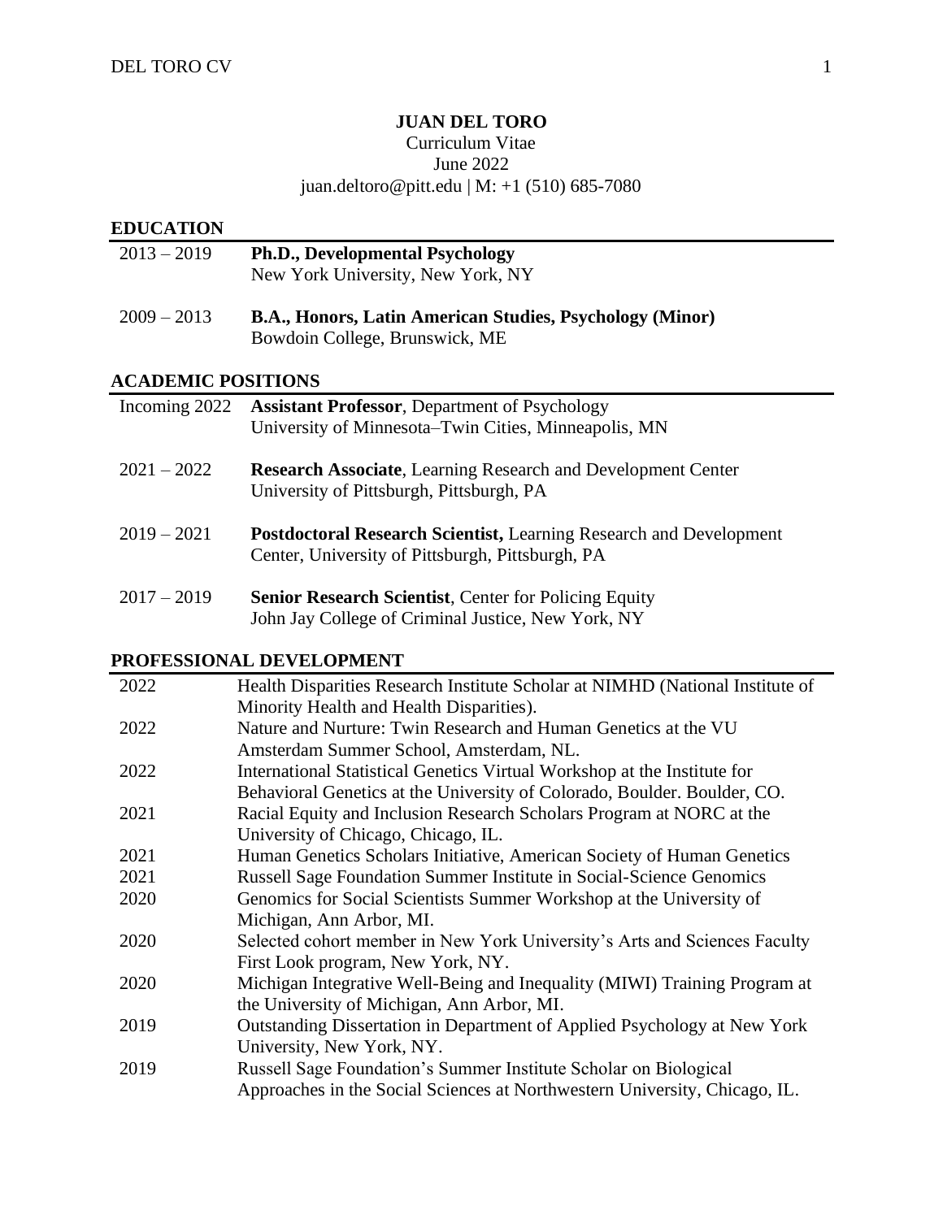# JUAN DEL TORO

Curriculum Vitae
June 2022
juan.deltoro@pitt.edu | M: +1 (510) 685-7080

## EDUCATION

| | |
|---|---|
| 2013 – 2019 | **Ph.D., Developmental Psychology**<br>New York University, New York, NY |
| 2009 – 2013 | **B.A., Honors, Latin American Studies, Psychology (Minor)**<br>Bowdoin College, Brunswick, ME |

## ACADEMIC POSITIONS

| | |
|---|---|
| Incoming 2022 | **Assistant Professor**, Department of Psychology<br>University of Minnesota–Twin Cities, Minneapolis, MN |
| 2021 – 2022 | **Research Associate**, Learning Research and Development Center<br>University of Pittsburgh, Pittsburgh, PA |
| 2019 – 2021 | **Postdoctoral Research Scientist,** Learning Research and Development Center, University of Pittsburgh, Pittsburgh, PA |
| 2017 – 2019 | **Senior Research Scientist**, Center for Policing Equity<br>John Jay College of Criminal Justice, New York, NY |

## PROFESSIONAL DEVELOPMENT

| | |
|---|---|
| 2022 | Health Disparities Research Institute Scholar at NIMHD (National Institute of Minority Health and Health Disparities). |
| 2022 | Nature and Nurture: Twin Research and Human Genetics at the VU Amsterdam Summer School, Amsterdam, NL. |
| 2022 | International Statistical Genetics Virtual Workshop at the Institute for Behavioral Genetics at the University of Colorado, Boulder. Boulder, CO. |
| 2021 | Racial Equity and Inclusion Research Scholars Program at NORC at the University of Chicago, Chicago, IL. |
| 2021 | Human Genetics Scholars Initiative, American Society of Human Genetics |
| 2021 | Russell Sage Foundation Summer Institute in Social-Science Genomics |
| 2020 | Genomics for Social Scientists Summer Workshop at the University of Michigan, Ann Arbor, MI. |
| 2020 | Selected cohort member in New York University's Arts and Sciences Faculty First Look program, New York, NY. |
| 2020 | Michigan Integrative Well-Being and Inequality (MIWI) Training Program at the University of Michigan, Ann Arbor, MI. |
| 2019 | Outstanding Dissertation in Department of Applied Psychology at New York University, New York, NY. |
| 2019 | Russell Sage Foundation's Summer Institute Scholar on Biological Approaches in the Social Sciences at Northwestern University, Chicago, IL. |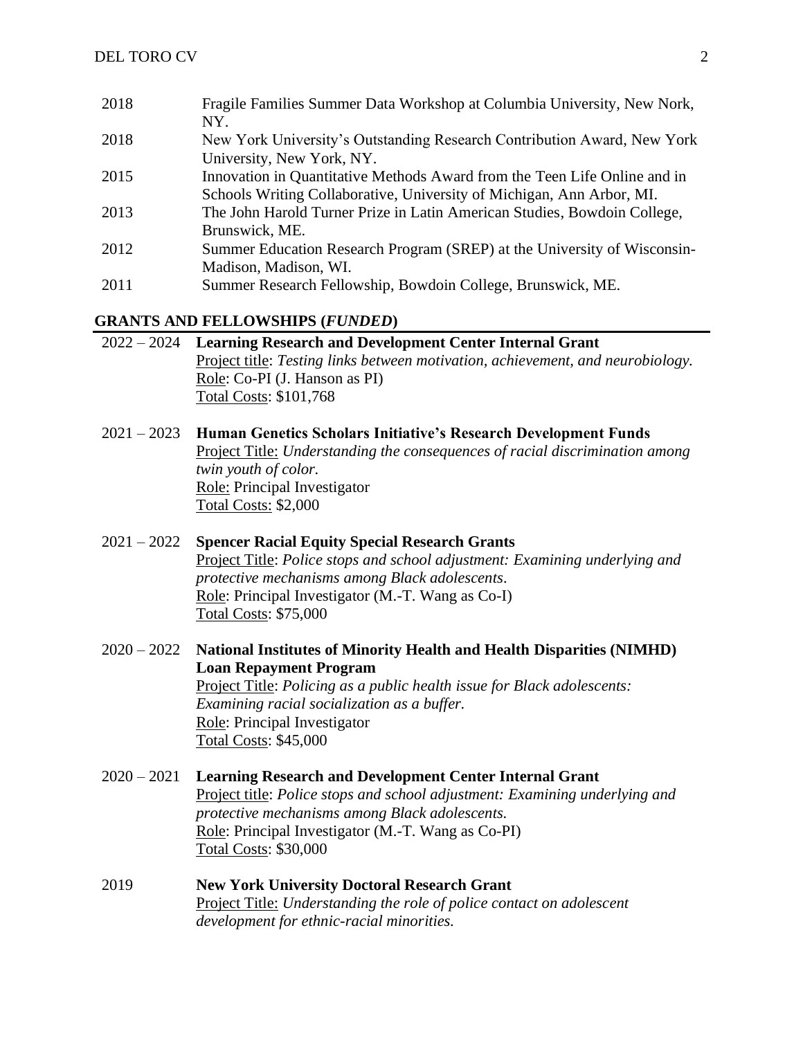| | |
|---|---|
| 2018 | Fragile Families Summer Data Workshop at Columbia University, New Nork, NY. |
| 2018 | New York University's Outstanding Research Contribution Award, New York University, New York, NY. |
| 2015 | Innovation in Quantitative Methods Award from the Teen Life Online and in Schools Writing Collaborative, University of Michigan, Ann Arbor, MI. |
| 2013 | The John Harold Turner Prize in Latin American Studies, Bowdoin College, Brunswick, ME. |
| 2012 | Summer Education Research Program (SREP) at the University of Wisconsin-Madison, Madison, WI. |
| 2011 | Summer Research Fellowship, Bowdoin College, Brunswick, ME. |

## GRANTS AND FELLOWSHIPS (*FUNDED*)

**2022 – 2024 Learning Research and Development Center Internal Grant**
Project title: *Testing links between motivation, achievement, and neurobiology.*
Role: Co-PI (J. Hanson as PI)
Total Costs: $101,768

**2021 – 2023 Human Genetics Scholars Initiative's Research Development Funds**
Project Title: *Understanding the consequences of racial discrimination among twin youth of color.*
Role: Principal Investigator
Total Costs: $2,000

**2021 – 2022 Spencer Racial Equity Special Research Grants**
Project Title: *Police stops and school adjustment: Examining underlying and protective mechanisms among Black adolescents*.
Role: Principal Investigator (M.-T. Wang as Co-I)
Total Costs: $75,000

**2020 – 2022 National Institutes of Minority Health and Health Disparities (NIMHD) Loan Repayment Program**
Project Title: *Policing as a public health issue for Black adolescents: Examining racial socialization as a buffer.*
Role: Principal Investigator
Total Costs: $45,000

**2020 – 2021 Learning Research and Development Center Internal Grant**
Project title: *Police stops and school adjustment: Examining underlying and protective mechanisms among Black adolescents.*
Role: Principal Investigator (M.-T. Wang as Co-PI)
Total Costs: $30,000

**2019 New York University Doctoral Research Grant**
Project Title: *Understanding the role of police contact on adolescent development for ethnic-racial minorities.*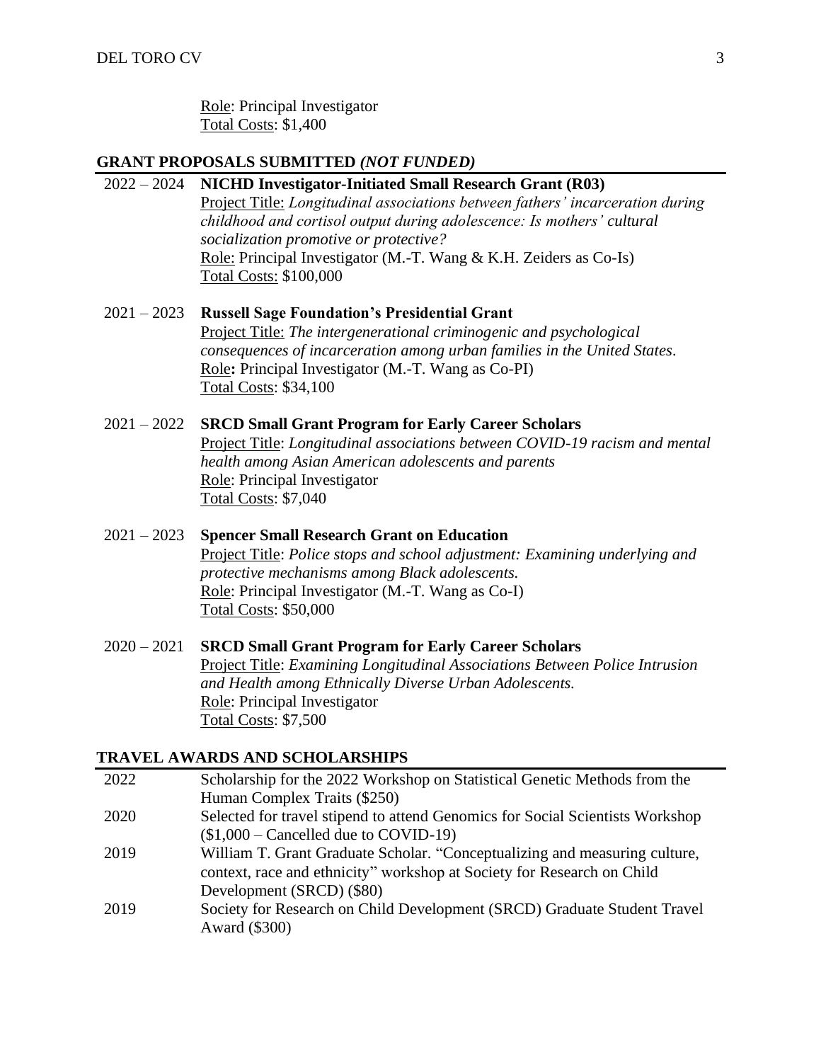Role: Principal Investigator
Total Costs: $1,400

## GRANT PROPOSALS SUBMITTED *(NOT FUNDED)*

**2022 – 2024 NICHD Investigator-Initiated Small Research Grant (R03)**
Project Title: *Longitudinal associations between fathers' incarceration during childhood and cortisol output during adolescence: Is mothers' cultural socialization promotive or protective?*
Role: Principal Investigator (M.-T. Wang & K.H. Zeiders as Co-Is)
Total Costs: $100,000

**2021 – 2023 Russell Sage Foundation's Presidential Grant**
Project Title: *The intergenerational criminogenic and psychological consequences of incarceration among urban families in the United States*.
Role**:** Principal Investigator (M.-T. Wang as Co-PI)
Total Costs: $34,100

**2021 – 2022 SRCD Small Grant Program for Early Career Scholars**
Project Title: *Longitudinal associations between COVID-19 racism and mental health among Asian American adolescents and parents*
Role: Principal Investigator
Total Costs: $7,040

**2021 – 2023 Spencer Small Research Grant on Education**
Project Title: *Police stops and school adjustment: Examining underlying and protective mechanisms among Black adolescents.*
Role: Principal Investigator (M.-T. Wang as Co-I)
Total Costs: $50,000

**2020 – 2021 SRCD Small Grant Program for Early Career Scholars**
Project Title: *Examining Longitudinal Associations Between Police Intrusion and Health among Ethnically Diverse Urban Adolescents.*
Role: Principal Investigator
Total Costs: $7,500

## TRAVEL AWARDS AND SCHOLARSHIPS

| | |
|---|---|
| 2022 | Scholarship for the 2022 Workshop on Statistical Genetic Methods from the Human Complex Traits ($250) |
| 2020 | Selected for travel stipend to attend Genomics for Social Scientists Workshop ($1,000 – Cancelled due to COVID-19) |
| 2019 | William T. Grant Graduate Scholar. "Conceptualizing and measuring culture, context, race and ethnicity" workshop at Society for Research on Child Development (SRCD) ($80) |
| 2019 | Society for Research on Child Development (SRCD) Graduate Student Travel Award ($300) |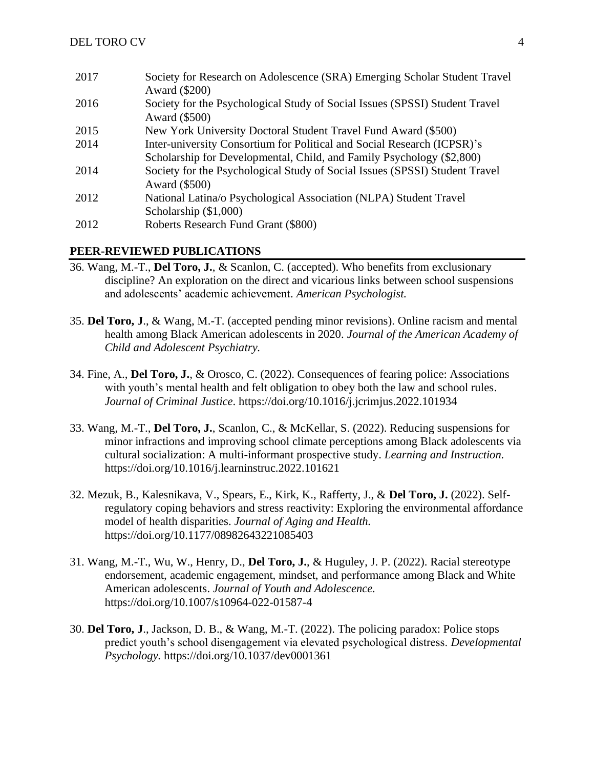| | |
|---|---|
| 2017 | Society for Research on Adolescence (SRA) Emerging Scholar Student Travel Award ($200) |
| 2016 | Society for the Psychological Study of Social Issues (SPSSI) Student Travel Award ($500) |
| 2015 | New York University Doctoral Student Travel Fund Award ($500) |
| 2014 | Inter-university Consortium for Political and Social Research (ICPSR)'s Scholarship for Developmental, Child, and Family Psychology ($2,800) |
| 2014 | Society for the Psychological Study of Social Issues (SPSSI) Student Travel Award ($500) |
| 2012 | National Latina/o Psychological Association (NLPA) Student Travel Scholarship ($1,000) |
| 2012 | Roberts Research Fund Grant ($800) |

## PEER-REVIEWED PUBLICATIONS

36. Wang, M.-T., **Del Toro, J.**, & Scanlon, C. (accepted). Who benefits from exclusionary discipline? An exploration on the direct and vicarious links between school suspensions and adolescents' academic achievement. *American Psychologist.*

35. **Del Toro, J**., & Wang, M.-T. (accepted pending minor revisions). Online racism and mental health among Black American adolescents in 2020. *Journal of the American Academy of Child and Adolescent Psychiatry.*

34. Fine, A., **Del Toro, J.**, & Orosco, C. (2022). Consequences of fearing police: Associations with youth's mental health and felt obligation to obey both the law and school rules. *Journal of Criminal Justice*. https://doi.org/10.1016/j.jcrimjus.2022.101934

33. Wang, M.-T., **Del Toro, J.**, Scanlon, C., & McKellar, S. (2022). Reducing suspensions for minor infractions and improving school climate perceptions among Black adolescents via cultural socialization: A multi-informant prospective study. *Learning and Instruction.* https://doi.org/10.1016/j.learninstruc.2022.101621

32. Mezuk, B., Kalesnikava, V., Spears, E., Kirk, K., Rafferty, J., & **Del Toro, J.** (2022). Self-regulatory coping behaviors and stress reactivity: Exploring the environmental affordance model of health disparities. *Journal of Aging and Health.* https://doi.org/10.1177/08982643221085403

31. Wang, M.-T., Wu, W., Henry, D., **Del Toro, J.**, & Huguley, J. P. (2022). Racial stereotype endorsement, academic engagement, mindset, and performance among Black and White American adolescents. *Journal of Youth and Adolescence.* https://doi.org/10.1007/s10964-022-01587-4

30. **Del Toro, J**., Jackson, D. B., & Wang, M.-T. (2022). The policing paradox: Police stops predict youth's school disengagement via elevated psychological distress. *Developmental Psychology.* https://doi.org/10.1037/dev0001361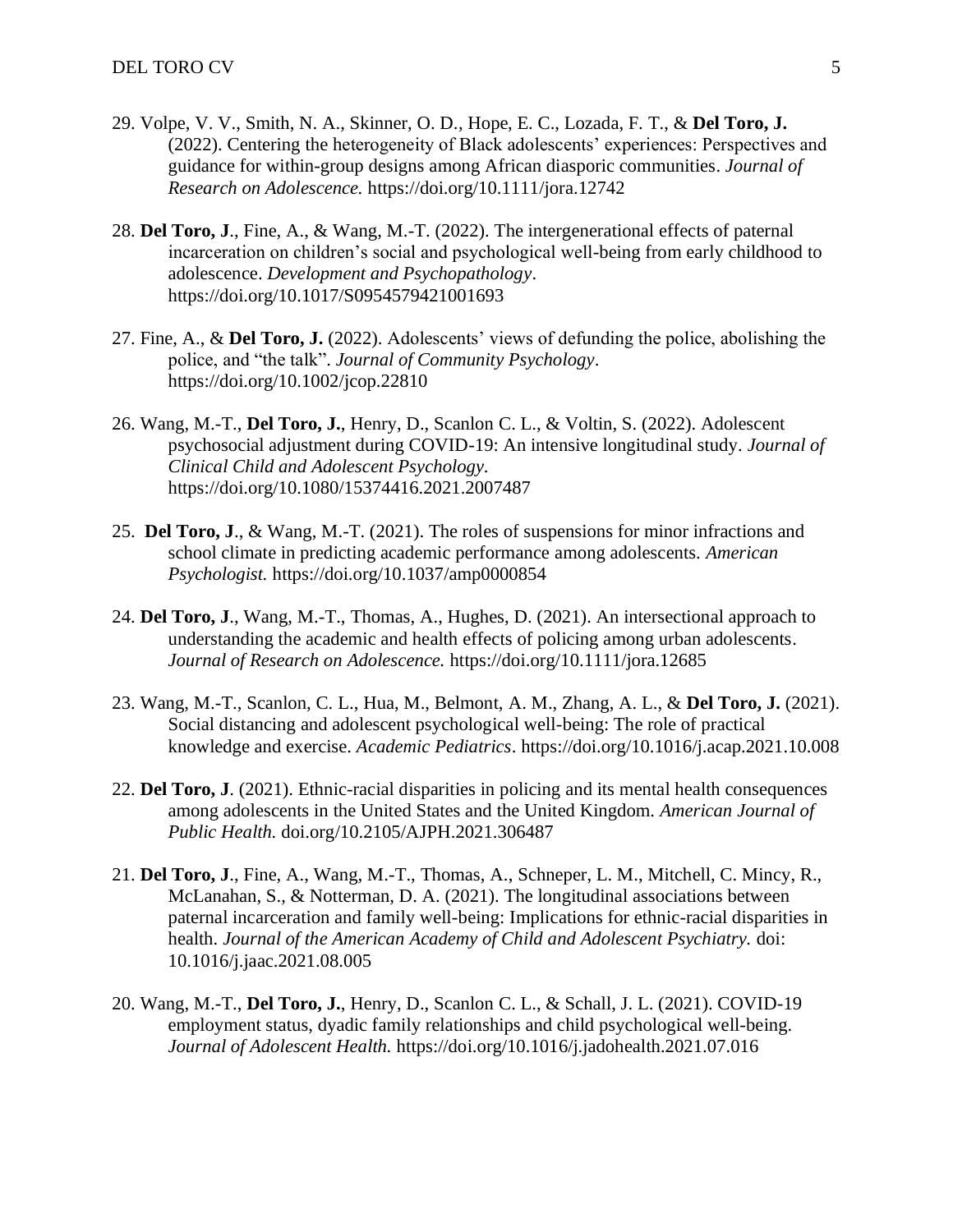29. Volpe, V. V., Smith, N. A., Skinner, O. D., Hope, E. C., Lozada, F. T., & **Del Toro, J.** (2022). Centering the heterogeneity of Black adolescents' experiences: Perspectives and guidance for within-group designs among African diasporic communities. *Journal of Research on Adolescence.* https://doi.org/10.1111/jora.12742

28. **Del Toro, J**., Fine, A., & Wang, M.-T. (2022). The intergenerational effects of paternal incarceration on children's social and psychological well-being from early childhood to adolescence. *Development and Psychopathology*. https://doi.org/10.1017/S0954579421001693

27. Fine, A., & **Del Toro, J.** (2022). Adolescents' views of defunding the police, abolishing the police, and "the talk". *Journal of Community Psychology*. https://doi.org/10.1002/jcop.22810

26. Wang, M.-T., **Del Toro, J.**, Henry, D., Scanlon C. L., & Voltin, S. (2022). Adolescent psychosocial adjustment during COVID-19: An intensive longitudinal study. *Journal of Clinical Child and Adolescent Psychology.* https://doi.org/10.1080/15374416.2021.2007487

25. **Del Toro, J**., & Wang, M.-T. (2021). The roles of suspensions for minor infractions and school climate in predicting academic performance among adolescents. *American Psychologist.* https://doi.org/10.1037/amp0000854

24. **Del Toro, J**., Wang, M.-T., Thomas, A., Hughes, D. (2021). An intersectional approach to understanding the academic and health effects of policing among urban adolescents. *Journal of Research on Adolescence.* https://doi.org/10.1111/jora.12685

23. Wang, M.-T., Scanlon, C. L., Hua, M., Belmont, A. M., Zhang, A. L., & **Del Toro, J.** (2021). Social distancing and adolescent psychological well-being: The role of practical knowledge and exercise. *Academic Pediatrics*. https://doi.org/10.1016/j.acap.2021.10.008

22. **Del Toro, J**. (2021). Ethnic-racial disparities in policing and its mental health consequences among adolescents in the United States and the United Kingdom. *American Journal of Public Health.* doi.org/10.2105/AJPH.2021.306487

21. **Del Toro, J**., Fine, A., Wang, M.-T., Thomas, A., Schneper, L. M., Mitchell, C. Mincy, R., McLanahan, S., & Notterman, D. A. (2021). The longitudinal associations between paternal incarceration and family well-being: Implications for ethnic-racial disparities in health. *Journal of the American Academy of Child and Adolescent Psychiatry.* doi: 10.1016/j.jaac.2021.08.005

20. Wang, M.-T., **Del Toro, J.**, Henry, D., Scanlon C. L., & Schall, J. L. (2021). COVID-19 employment status, dyadic family relationships and child psychological well-being. *Journal of Adolescent Health.* https://doi.org/10.1016/j.jadohealth.2021.07.016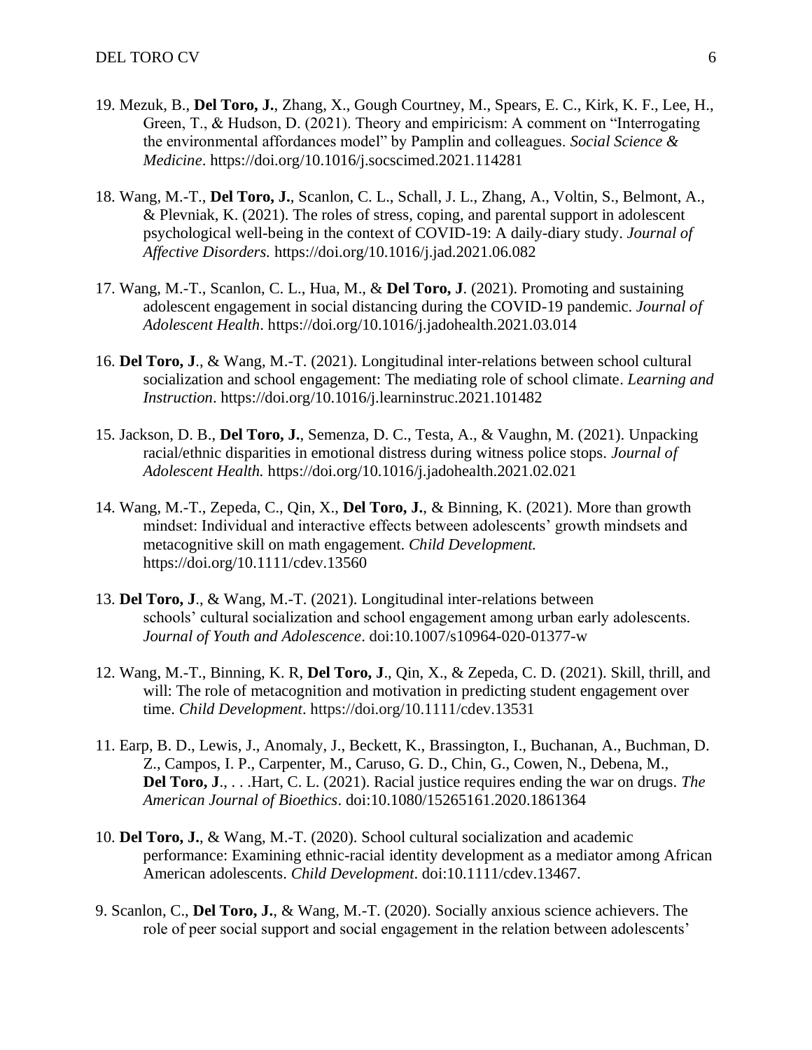19. Mezuk, B., **Del Toro, J.**, Zhang, X., Gough Courtney, M., Spears, E. C., Kirk, K. F., Lee, H., Green, T., & Hudson, D. (2021). Theory and empiricism: A comment on "Interrogating the environmental affordances model" by Pamplin and colleagues. *Social Science & Medicine*. https://doi.org/10.1016/j.socscimed.2021.114281

18. Wang, M.-T., **Del Toro, J.**, Scanlon, C. L., Schall, J. L., Zhang, A., Voltin, S., Belmont, A., & Plevniak, K. (2021). The roles of stress, coping, and parental support in adolescent psychological well-being in the context of COVID-19: A daily-diary study. *Journal of Affective Disorders.* https://doi.org/10.1016/j.jad.2021.06.082

17. Wang, M.-T., Scanlon, C. L., Hua, M., & **Del Toro, J**. (2021). Promoting and sustaining adolescent engagement in social distancing during the COVID-19 pandemic. *Journal of Adolescent Health*. https://doi.org/10.1016/j.jadohealth.2021.03.014

16. **Del Toro, J**., & Wang, M.-T. (2021). Longitudinal inter-relations between school cultural socialization and school engagement: The mediating role of school climate. *Learning and Instruction*. https://doi.org/10.1016/j.learninstruc.2021.101482

15. Jackson, D. B., **Del Toro, J.**, Semenza, D. C., Testa, A., & Vaughn, M. (2021). Unpacking racial/ethnic disparities in emotional distress during witness police stops. *Journal of Adolescent Health.* https://doi.org/10.1016/j.jadohealth.2021.02.021

14. Wang, M.-T., Zepeda, C., Qin, X., **Del Toro, J.**, & Binning, K. (2021). More than growth mindset: Individual and interactive effects between adolescents' growth mindsets and metacognitive skill on math engagement. *Child Development.* https://doi.org/10.1111/cdev.13560

13. **Del Toro, J**., & Wang, M.-T. (2021). Longitudinal inter-relations between schools' cultural socialization and school engagement among urban early adolescents. *Journal of Youth and Adolescence*. doi:10.1007/s10964-020-01377-w

12. Wang, M.-T., Binning, K. R, **Del Toro, J**., Qin, X., & Zepeda, C. D. (2021). Skill, thrill, and will: The role of metacognition and motivation in predicting student engagement over time. *Child Development*. https://doi.org/10.1111/cdev.13531

11. Earp, B. D., Lewis, J., Anomaly, J., Beckett, K., Brassington, I., Buchanan, A., Buchman, D. Z., Campos, I. P., Carpenter, M., Caruso, G. D., Chin, G., Cowen, N., Debena, M., **Del Toro, J**., . . .Hart, C. L. (2021). Racial justice requires ending the war on drugs. *The American Journal of Bioethics*. doi:10.1080/15265161.2020.1861364

10. **Del Toro, J.**, & Wang, M.-T. (2020). School cultural socialization and academic performance: Examining ethnic-racial identity development as a mediator among African American adolescents. *Child Development*. doi:10.1111/cdev.13467.

9. Scanlon, C., **Del Toro, J.**, & Wang, M.-T. (2020). Socially anxious science achievers. The role of peer social support and social engagement in the relation between adolescents'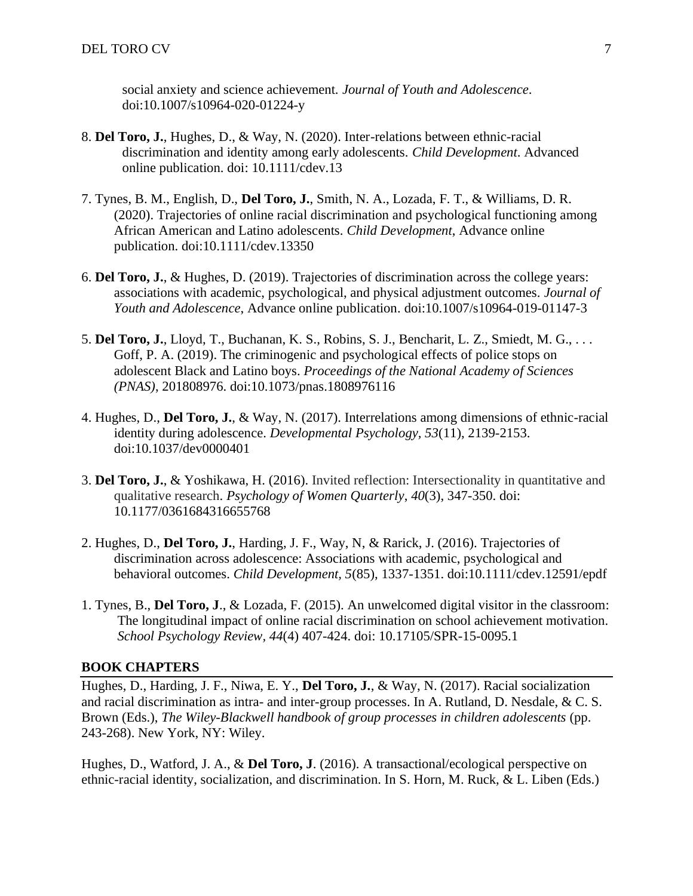social anxiety and science achievement. *Journal of Youth and Adolescence*. doi:10.1007/s10964-020-01224-y

8. **Del Toro, J.**, Hughes, D., & Way, N. (2020). Inter-relations between ethnic-racial discrimination and identity among early adolescents. *Child Development*. Advanced online publication. doi: 10.1111/cdev.13

7. Tynes, B. M., English, D., **Del Toro, J.**, Smith, N. A., Lozada, F. T., & Williams, D. R. (2020). Trajectories of online racial discrimination and psychological functioning among African American and Latino adolescents. *Child Development*, Advance online publication. doi:10.1111/cdev.13350

6. **Del Toro, J.**, & Hughes, D. (2019). Trajectories of discrimination across the college years: associations with academic, psychological, and physical adjustment outcomes. *Journal of Youth and Adolescence*, Advance online publication. doi:10.1007/s10964-019-01147-3

5. **Del Toro, J.**, Lloyd, T., Buchanan, K. S., Robins, S. J., Bencharit, L. Z., Smiedt, M. G., . . . Goff, P. A. (2019). The criminogenic and psychological effects of police stops on adolescent Black and Latino boys. *Proceedings of the National Academy of Sciences (PNAS)*, 201808976. doi:10.1073/pnas.1808976116

4. Hughes, D., **Del Toro, J.**, & Way, N. (2017). Interrelations among dimensions of ethnic-racial identity during adolescence. *Developmental Psychology, 53*(11), 2139-2153. doi:10.1037/dev0000401

3. **Del Toro, J.**, & Yoshikawa, H. (2016). Invited reflection: Intersectionality in quantitative and qualitative research. *Psychology of Women Quarterly*, *40*(3), 347-350. doi: 10.1177/0361684316655768

2. Hughes, D., **Del Toro, J.**, Harding, J. F., Way, N, & Rarick, J. (2016). Trajectories of discrimination across adolescence: Associations with academic, psychological and behavioral outcomes. *Child Development, 5*(85), 1337-1351. doi:10.1111/cdev.12591/epdf

1. Tynes, B., **Del Toro, J**., & Lozada, F. (2015). An unwelcomed digital visitor in the classroom: The longitudinal impact of online racial discrimination on school achievement motivation. *School Psychology Review*, *44*(4) 407-424. doi: 10.17105/SPR-15-0095.1

## BOOK CHAPTERS

Hughes, D., Harding, J. F., Niwa, E. Y., **Del Toro, J.**, & Way, N. (2017). Racial socialization and racial discrimination as intra- and inter-group processes. In A. Rutland, D. Nesdale, & C. S. Brown (Eds.), *The Wiley-Blackwell handbook of group processes in children adolescents* (pp. 243-268). New York, NY: Wiley.

Hughes, D., Watford, J. A., & **Del Toro, J**. (2016). A transactional/ecological perspective on ethnic-racial identity, socialization, and discrimination. In S. Horn, M. Ruck, & L. Liben (Eds.)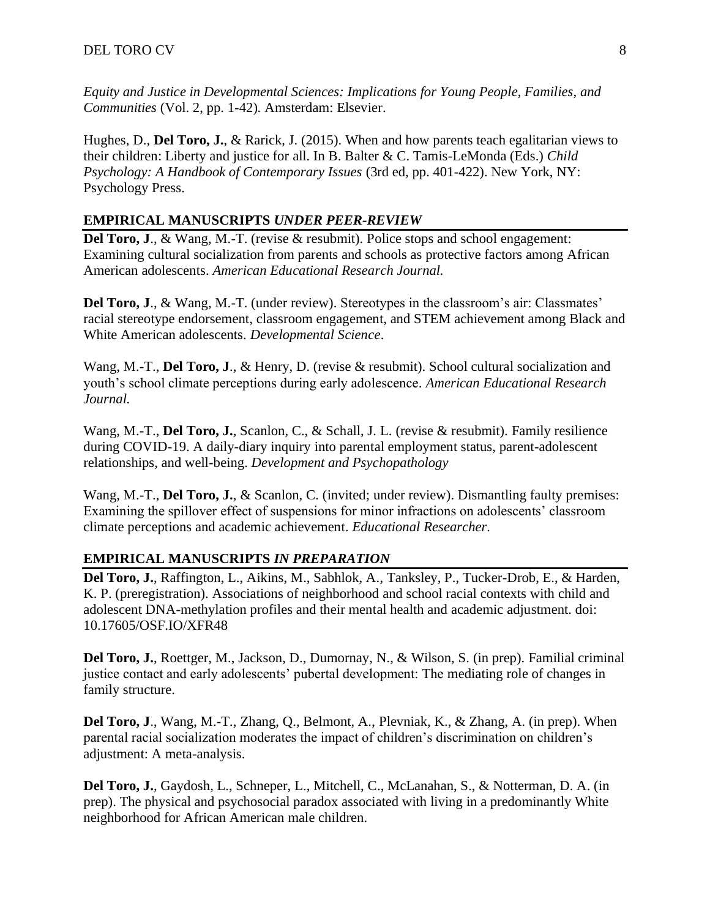*Equity and Justice in Developmental Sciences: Implications for Young People, Families, and Communities* (Vol. 2, pp. 1-42). Amsterdam: Elsevier.

Hughes, D., **Del Toro, J.**, & Rarick, J. (2015). When and how parents teach egalitarian views to their children: Liberty and justice for all. In B. Balter & C. Tamis-LeMonda (Eds.) *Child Psychology: A Handbook of Contemporary Issues* (3rd ed, pp. 401-422). New York, NY: Psychology Press.

## EMPIRICAL MANUSCRIPTS *UNDER PEER-REVIEW*

**Del Toro, J**., & Wang, M.-T. (revise & resubmit). Police stops and school engagement: Examining cultural socialization from parents and schools as protective factors among African American adolescents. *American Educational Research Journal.*

**Del Toro, J**., & Wang, M.-T. (under review). Stereotypes in the classroom's air: Classmates' racial stereotype endorsement, classroom engagement, and STEM achievement among Black and White American adolescents. *Developmental Science*.

Wang, M.-T., **Del Toro, J**., & Henry, D. (revise & resubmit). School cultural socialization and youth's school climate perceptions during early adolescence. *American Educational Research Journal.*

Wang, M.-T., **Del Toro, J.**, Scanlon, C., & Schall, J. L. (revise & resubmit). Family resilience during COVID-19. A daily-diary inquiry into parental employment status, parent-adolescent relationships, and well-being. *Development and Psychopathology*

Wang, M.-T., **Del Toro, J.**, & Scanlon, C. (invited; under review). Dismantling faulty premises: Examining the spillover effect of suspensions for minor infractions on adolescents' classroom climate perceptions and academic achievement. *Educational Researcher*.

## EMPIRICAL MANUSCRIPTS *IN PREPARATION*

**Del Toro, J.**, Raffington, L., Aikins, M., Sabhlok, A., Tanksley, P., Tucker-Drob, E., & Harden, K. P. (preregistration). Associations of neighborhood and school racial contexts with child and adolescent DNA-methylation profiles and their mental health and academic adjustment. doi: 10.17605/OSF.IO/XFR48

**Del Toro, J.**, Roettger, M., Jackson, D., Dumornay, N., & Wilson, S. (in prep). Familial criminal justice contact and early adolescents' pubertal development: The mediating role of changes in family structure.

**Del Toro, J**., Wang, M.-T., Zhang, Q., Belmont, A., Plevniak, K., & Zhang, A. (in prep). When parental racial socialization moderates the impact of children's discrimination on children's adjustment: A meta-analysis.

**Del Toro, J.**, Gaydosh, L., Schneper, L., Mitchell, C., McLanahan, S., & Notterman, D. A. (in prep). The physical and psychosocial paradox associated with living in a predominantly White neighborhood for African American male children.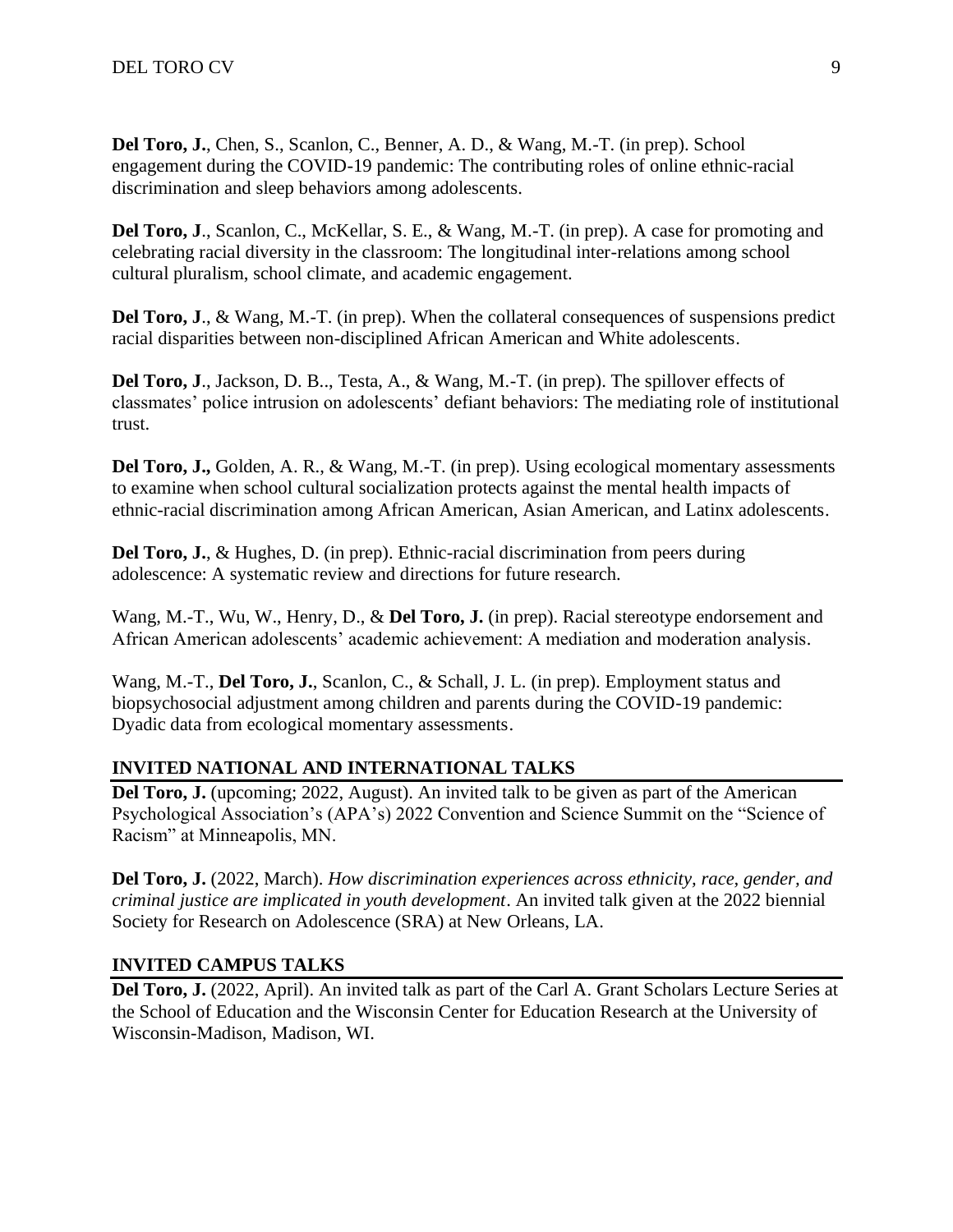**Del Toro, J.**, Chen, S., Scanlon, C., Benner, A. D., & Wang, M.-T. (in prep). School engagement during the COVID-19 pandemic: The contributing roles of online ethnic-racial discrimination and sleep behaviors among adolescents.

**Del Toro, J**., Scanlon, C., McKellar, S. E., & Wang, M.-T. (in prep). A case for promoting and celebrating racial diversity in the classroom: The longitudinal inter-relations among school cultural pluralism, school climate, and academic engagement.

**Del Toro, J**., & Wang, M.-T. (in prep). When the collateral consequences of suspensions predict racial disparities between non-disciplined African American and White adolescents.

**Del Toro, J**., Jackson, D. B.., Testa, A., & Wang, M.-T. (in prep). The spillover effects of classmates' police intrusion on adolescents' defiant behaviors: The mediating role of institutional trust.

**Del Toro, J.,** Golden, A. R., & Wang, M.-T. (in prep). Using ecological momentary assessments to examine when school cultural socialization protects against the mental health impacts of ethnic-racial discrimination among African American, Asian American, and Latinx adolescents.

**Del Toro, J.**, & Hughes, D. (in prep). Ethnic-racial discrimination from peers during adolescence: A systematic review and directions for future research.

Wang, M.-T., Wu, W., Henry, D., & **Del Toro, J.** (in prep). Racial stereotype endorsement and African American adolescents' academic achievement: A mediation and moderation analysis.

Wang, M.-T., **Del Toro, J.**, Scanlon, C., & Schall, J. L. (in prep). Employment status and biopsychosocial adjustment among children and parents during the COVID-19 pandemic: Dyadic data from ecological momentary assessments.

## INVITED NATIONAL AND INTERNATIONAL TALKS

**Del Toro, J.** (upcoming; 2022, August). An invited talk to be given as part of the American Psychological Association's (APA's) 2022 Convention and Science Summit on the "Science of Racism" at Minneapolis, MN.

**Del Toro, J.** (2022, March). *How discrimination experiences across ethnicity, race, gender, and criminal justice are implicated in youth development*. An invited talk given at the 2022 biennial Society for Research on Adolescence (SRA) at New Orleans, LA.

## INVITED CAMPUS TALKS

**Del Toro, J.** (2022, April). An invited talk as part of the Carl A. Grant Scholars Lecture Series at the School of Education and the Wisconsin Center for Education Research at the University of Wisconsin-Madison, Madison, WI.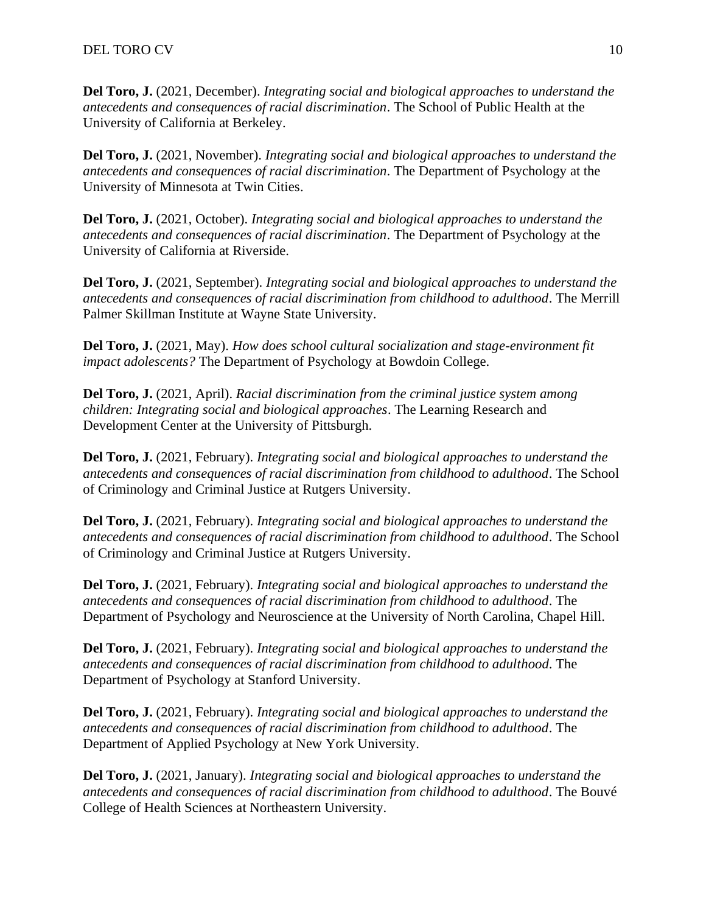**Del Toro, J.** (2021, December). *Integrating social and biological approaches to understand the antecedents and consequences of racial discrimination*. The School of Public Health at the University of California at Berkeley.

**Del Toro, J.** (2021, November). *Integrating social and biological approaches to understand the antecedents and consequences of racial discrimination*. The Department of Psychology at the University of Minnesota at Twin Cities.

**Del Toro, J.** (2021, October). *Integrating social and biological approaches to understand the antecedents and consequences of racial discrimination*. The Department of Psychology at the University of California at Riverside.

**Del Toro, J.** (2021, September). *Integrating social and biological approaches to understand the antecedents and consequences of racial discrimination from childhood to adulthood*. The Merrill Palmer Skillman Institute at Wayne State University.

**Del Toro, J.** (2021, May). *How does school cultural socialization and stage-environment fit impact adolescents?* The Department of Psychology at Bowdoin College.

**Del Toro, J.** (2021, April). *Racial discrimination from the criminal justice system among children: Integrating social and biological approaches*. The Learning Research and Development Center at the University of Pittsburgh.

**Del Toro, J.** (2021, February). *Integrating social and biological approaches to understand the antecedents and consequences of racial discrimination from childhood to adulthood*. The School of Criminology and Criminal Justice at Rutgers University.

**Del Toro, J.** (2021, February). *Integrating social and biological approaches to understand the antecedents and consequences of racial discrimination from childhood to adulthood*. The School of Criminology and Criminal Justice at Rutgers University.

**Del Toro, J.** (2021, February). *Integrating social and biological approaches to understand the antecedents and consequences of racial discrimination from childhood to adulthood*. The Department of Psychology and Neuroscience at the University of North Carolina, Chapel Hill.

**Del Toro, J.** (2021, February). *Integrating social and biological approaches to understand the antecedents and consequences of racial discrimination from childhood to adulthood*. The Department of Psychology at Stanford University.

**Del Toro, J.** (2021, February). *Integrating social and biological approaches to understand the antecedents and consequences of racial discrimination from childhood to adulthood*. The Department of Applied Psychology at New York University.

**Del Toro, J.** (2021, January). *Integrating social and biological approaches to understand the antecedents and consequences of racial discrimination from childhood to adulthood*. The Bouvé College of Health Sciences at Northeastern University.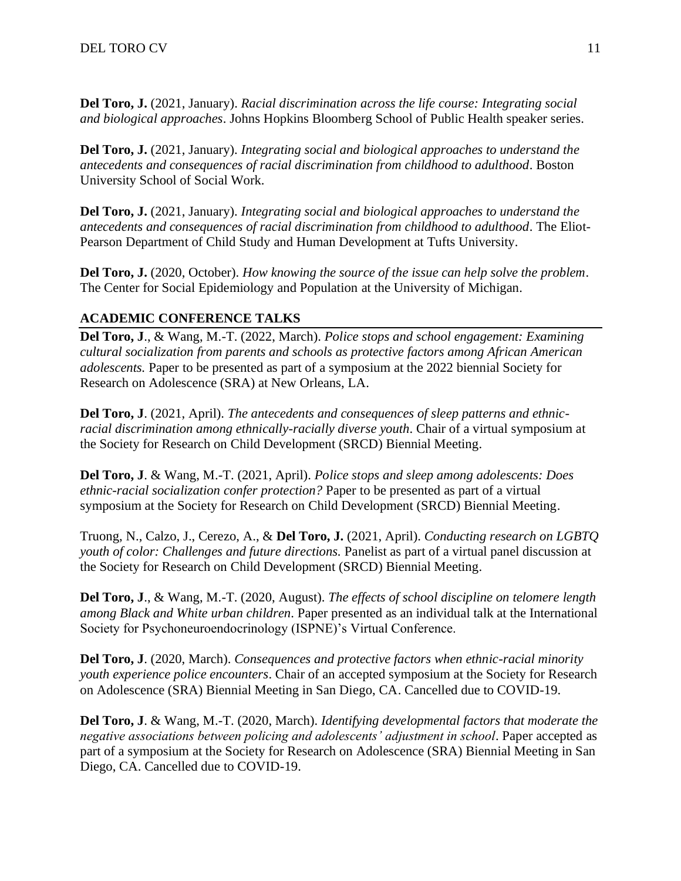**Del Toro, J.** (2021, January). *Racial discrimination across the life course: Integrating social and biological approaches*. Johns Hopkins Bloomberg School of Public Health speaker series.

**Del Toro, J.** (2021, January). *Integrating social and biological approaches to understand the antecedents and consequences of racial discrimination from childhood to adulthood*. Boston University School of Social Work.

**Del Toro, J.** (2021, January). *Integrating social and biological approaches to understand the antecedents and consequences of racial discrimination from childhood to adulthood*. The Eliot-Pearson Department of Child Study and Human Development at Tufts University.

**Del Toro, J.** (2020, October). *How knowing the source of the issue can help solve the problem*. The Center for Social Epidemiology and Population at the University of Michigan.

## ACADEMIC CONFERENCE TALKS

**Del Toro, J**., & Wang, M.-T. (2022, March). *Police stops and school engagement: Examining cultural socialization from parents and schools as protective factors among African American adolescents.* Paper to be presented as part of a symposium at the 2022 biennial Society for Research on Adolescence (SRA) at New Orleans, LA.

**Del Toro, J**. (2021, April). *The antecedents and consequences of sleep patterns and ethnic-racial discrimination among ethnically-racially diverse youth*. Chair of a virtual symposium at the Society for Research on Child Development (SRCD) Biennial Meeting.

**Del Toro, J**. & Wang, M.-T. (2021, April). *Police stops and sleep among adolescents: Does ethnic-racial socialization confer protection?* Paper to be presented as part of a virtual symposium at the Society for Research on Child Development (SRCD) Biennial Meeting.

Truong, N., Calzo, J., Cerezo, A., & **Del Toro, J.** (2021, April). *Conducting research on LGBTQ youth of color: Challenges and future directions.* Panelist as part of a virtual panel discussion at the Society for Research on Child Development (SRCD) Biennial Meeting.

**Del Toro, J**., & Wang, M.-T. (2020, August). *The effects of school discipline on telomere length among Black and White urban children*. Paper presented as an individual talk at the International Society for Psychoneuroendocrinology (ISPNE)'s Virtual Conference.

**Del Toro, J**. (2020, March). *Consequences and protective factors when ethnic-racial minority youth experience police encounters*. Chair of an accepted symposium at the Society for Research on Adolescence (SRA) Biennial Meeting in San Diego, CA. Cancelled due to COVID-19.

**Del Toro, J**. & Wang, M.-T. (2020, March). *Identifying developmental factors that moderate the negative associations between policing and adolescents' adjustment in school*. Paper accepted as part of a symposium at the Society for Research on Adolescence (SRA) Biennial Meeting in San Diego, CA. Cancelled due to COVID-19.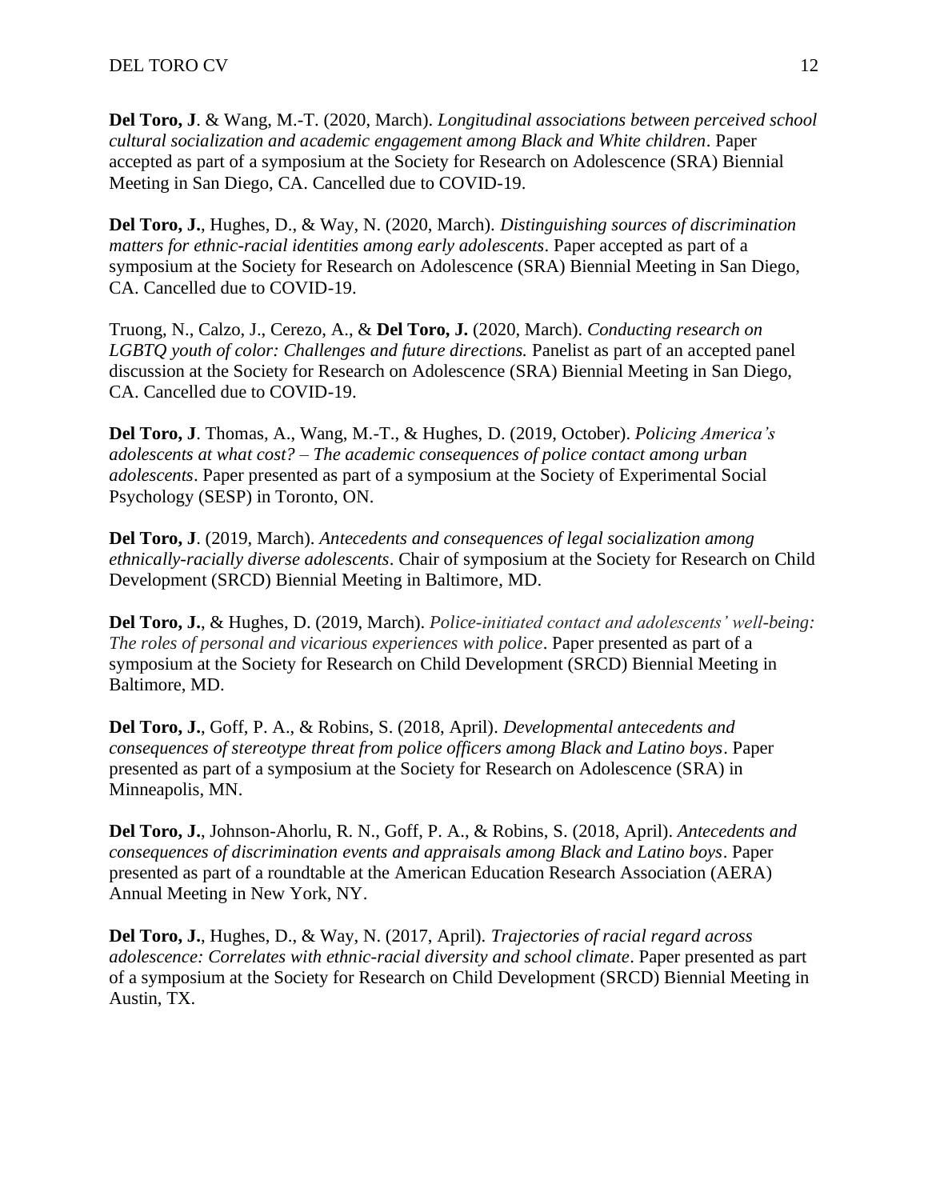**Del Toro, J**. & Wang, M.-T. (2020, March). *Longitudinal associations between perceived school cultural socialization and academic engagement among Black and White children*. Paper accepted as part of a symposium at the Society for Research on Adolescence (SRA) Biennial Meeting in San Diego, CA. Cancelled due to COVID-19.

**Del Toro, J.**, Hughes, D., & Way, N. (2020, March). *Distinguishing sources of discrimination matters for ethnic-racial identities among early adolescents*. Paper accepted as part of a symposium at the Society for Research on Adolescence (SRA) Biennial Meeting in San Diego, CA. Cancelled due to COVID-19.

Truong, N., Calzo, J., Cerezo, A., & **Del Toro, J.** (2020, March). *Conducting research on LGBTQ youth of color: Challenges and future directions.* Panelist as part of an accepted panel discussion at the Society for Research on Adolescence (SRA) Biennial Meeting in San Diego, CA. Cancelled due to COVID-19.

**Del Toro, J**. Thomas, A., Wang, M.-T., & Hughes, D. (2019, October). *Policing America's adolescents at what cost? – The academic consequences of police contact among urban adolescents*. Paper presented as part of a symposium at the Society of Experimental Social Psychology (SESP) in Toronto, ON.

**Del Toro, J**. (2019, March). *Antecedents and consequences of legal socialization among ethnically-racially diverse adolescents*. Chair of symposium at the Society for Research on Child Development (SRCD) Biennial Meeting in Baltimore, MD.

**Del Toro, J.**, & Hughes, D. (2019, March). *Police-initiated contact and adolescents' well-being: The roles of personal and vicarious experiences with police*. Paper presented as part of a symposium at the Society for Research on Child Development (SRCD) Biennial Meeting in Baltimore, MD.

**Del Toro, J.**, Goff, P. A., & Robins, S. (2018, April). *Developmental antecedents and consequences of stereotype threat from police officers among Black and Latino boys*. Paper presented as part of a symposium at the Society for Research on Adolescence (SRA) in Minneapolis, MN.

**Del Toro, J.**, Johnson-Ahorlu, R. N., Goff, P. A., & Robins, S. (2018, April). *Antecedents and consequences of discrimination events and appraisals among Black and Latino boys*. Paper presented as part of a roundtable at the American Education Research Association (AERA) Annual Meeting in New York, NY.

**Del Toro, J.**, Hughes, D., & Way, N. (2017, April). *Trajectories of racial regard across adolescence: Correlates with ethnic-racial diversity and school climate*. Paper presented as part of a symposium at the Society for Research on Child Development (SRCD) Biennial Meeting in Austin, TX.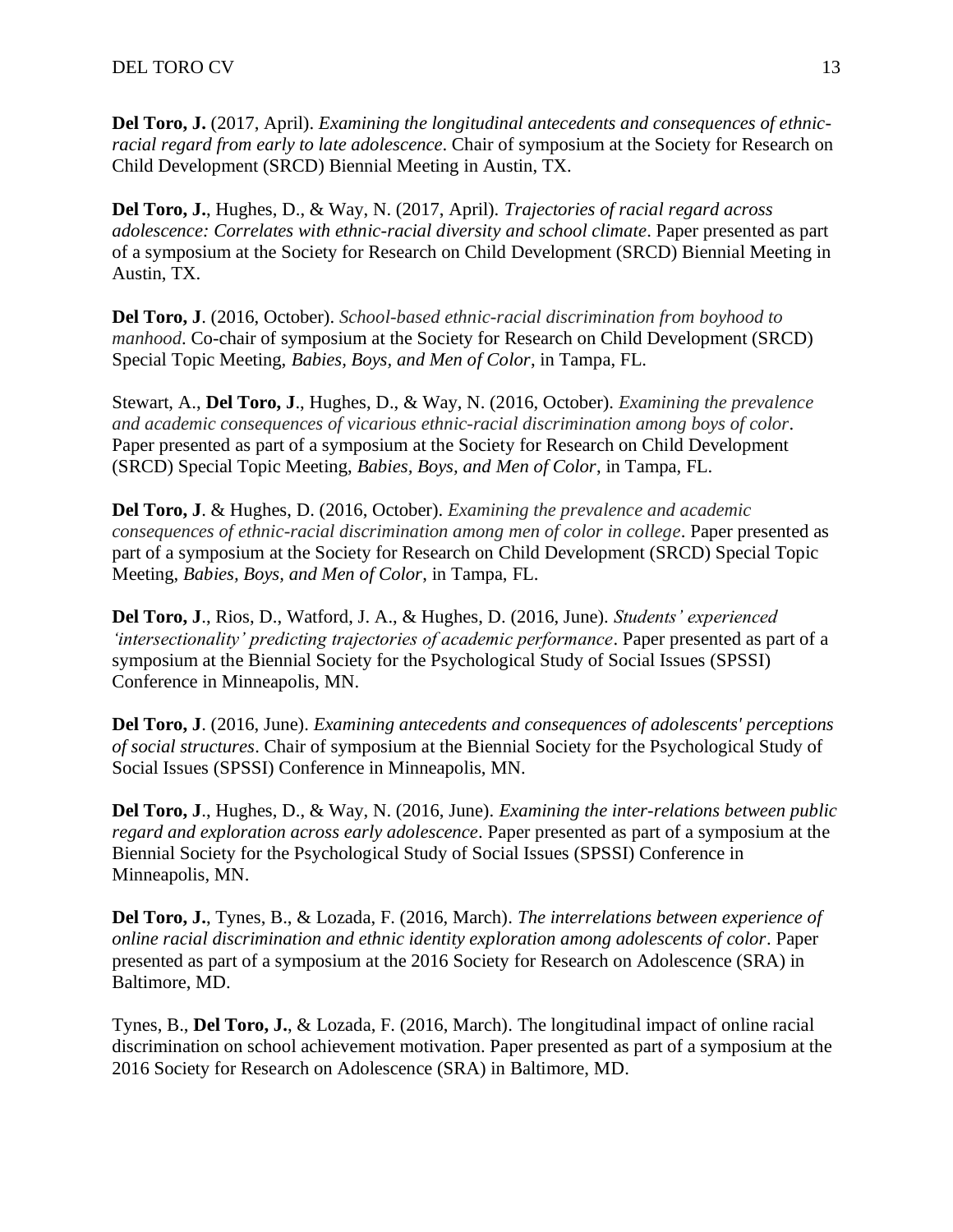**Del Toro, J.** (2017, April). *Examining the longitudinal antecedents and consequences of ethnic-racial regard from early to late adolescence*. Chair of symposium at the Society for Research on Child Development (SRCD) Biennial Meeting in Austin, TX.

**Del Toro, J.**, Hughes, D., & Way, N. (2017, April). *Trajectories of racial regard across adolescence: Correlates with ethnic-racial diversity and school climate*. Paper presented as part of a symposium at the Society for Research on Child Development (SRCD) Biennial Meeting in Austin, TX.

**Del Toro, J**. (2016, October). *School-based ethnic-racial discrimination from boyhood to manhood*. Co-chair of symposium at the Society for Research on Child Development (SRCD) Special Topic Meeting, *Babies, Boys, and Men of Color*, in Tampa, FL.

Stewart, A., **Del Toro, J**., Hughes, D., & Way, N. (2016, October). *Examining the prevalence and academic consequences of vicarious ethnic-racial discrimination among boys of color*. Paper presented as part of a symposium at the Society for Research on Child Development (SRCD) Special Topic Meeting, *Babies, Boys, and Men of Color*, in Tampa, FL.

**Del Toro, J**. & Hughes, D. (2016, October). *Examining the prevalence and academic consequences of ethnic-racial discrimination among men of color in college*. Paper presented as part of a symposium at the Society for Research on Child Development (SRCD) Special Topic Meeting, *Babies, Boys, and Men of Color*, in Tampa, FL.

**Del Toro, J**., Rios, D., Watford, J. A., & Hughes, D. (2016, June). *Students' experienced 'intersectionality' predicting trajectories of academic performance*. Paper presented as part of a symposium at the Biennial Society for the Psychological Study of Social Issues (SPSSI) Conference in Minneapolis, MN.

**Del Toro, J**. (2016, June). *Examining antecedents and consequences of adolescents' perceptions of social structures*. Chair of symposium at the Biennial Society for the Psychological Study of Social Issues (SPSSI) Conference in Minneapolis, MN.

**Del Toro, J**., Hughes, D., & Way, N. (2016, June). *Examining the inter-relations between public regard and exploration across early adolescence*. Paper presented as part of a symposium at the Biennial Society for the Psychological Study of Social Issues (SPSSI) Conference in Minneapolis, MN.

**Del Toro, J.**, Tynes, B., & Lozada, F. (2016, March). *The interrelations between experience of online racial discrimination and ethnic identity exploration among adolescents of color*. Paper presented as part of a symposium at the 2016 Society for Research on Adolescence (SRA) in Baltimore, MD.

Tynes, B., **Del Toro, J.**, & Lozada, F. (2016, March). The longitudinal impact of online racial discrimination on school achievement motivation. Paper presented as part of a symposium at the 2016 Society for Research on Adolescence (SRA) in Baltimore, MD.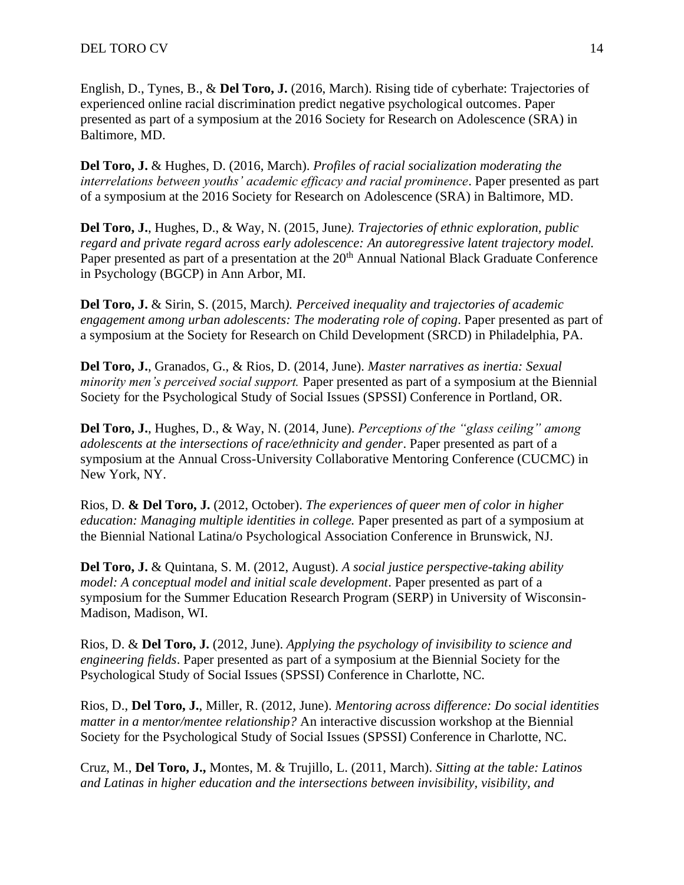English, D., Tynes, B., & **Del Toro, J.** (2016, March). Rising tide of cyberhate: Trajectories of experienced online racial discrimination predict negative psychological outcomes. Paper presented as part of a symposium at the 2016 Society for Research on Adolescence (SRA) in Baltimore, MD.

**Del Toro, J.** & Hughes, D. (2016, March). *Profiles of racial socialization moderating the interrelations between youths' academic efficacy and racial prominence*. Paper presented as part of a symposium at the 2016 Society for Research on Adolescence (SRA) in Baltimore, MD.

**Del Toro, J.**, Hughes, D., & Way, N. (2015, June*). Trajectories of ethnic exploration, public regard and private regard across early adolescence: An autoregressive latent trajectory model.* Paper presented as part of a presentation at the 20th Annual National Black Graduate Conference in Psychology (BGCP) in Ann Arbor, MI.

**Del Toro, J.** & Sirin, S. (2015, March*). Perceived inequality and trajectories of academic engagement among urban adolescents: The moderating role of coping*. Paper presented as part of a symposium at the Society for Research on Child Development (SRCD) in Philadelphia, PA.

**Del Toro, J.**, Granados, G., & Rios, D. (2014, June). *Master narratives as inertia: Sexual minority men's perceived social support.* Paper presented as part of a symposium at the Biennial Society for the Psychological Study of Social Issues (SPSSI) Conference in Portland, OR.

**Del Toro, J.**, Hughes, D., & Way, N. (2014, June). *Perceptions of the "glass ceiling" among adolescents at the intersections of race/ethnicity and gender*. Paper presented as part of a symposium at the Annual Cross-University Collaborative Mentoring Conference (CUCMC) in New York, NY.

Rios, D. **& Del Toro, J.** (2012, October). *The experiences of queer men of color in higher education: Managing multiple identities in college.* Paper presented as part of a symposium at the Biennial National Latina/o Psychological Association Conference in Brunswick, NJ.

**Del Toro, J.** & Quintana, S. M. (2012, August). *A social justice perspective-taking ability model: A conceptual model and initial scale development*. Paper presented as part of a symposium for the Summer Education Research Program (SERP) in University of Wisconsin-Madison, Madison, WI.

Rios, D. & **Del Toro, J.** (2012, June). *Applying the psychology of invisibility to science and engineering fields*. Paper presented as part of a symposium at the Biennial Society for the Psychological Study of Social Issues (SPSSI) Conference in Charlotte, NC.

Rios, D., **Del Toro, J.**, Miller, R. (2012, June). *Mentoring across difference: Do social identities matter in a mentor/mentee relationship?* An interactive discussion workshop at the Biennial Society for the Psychological Study of Social Issues (SPSSI) Conference in Charlotte, NC.

Cruz, M., **Del Toro, J.,** Montes, M. & Trujillo, L. (2011, March). *Sitting at the table: Latinos and Latinas in higher education and the intersections between invisibility, visibility, and*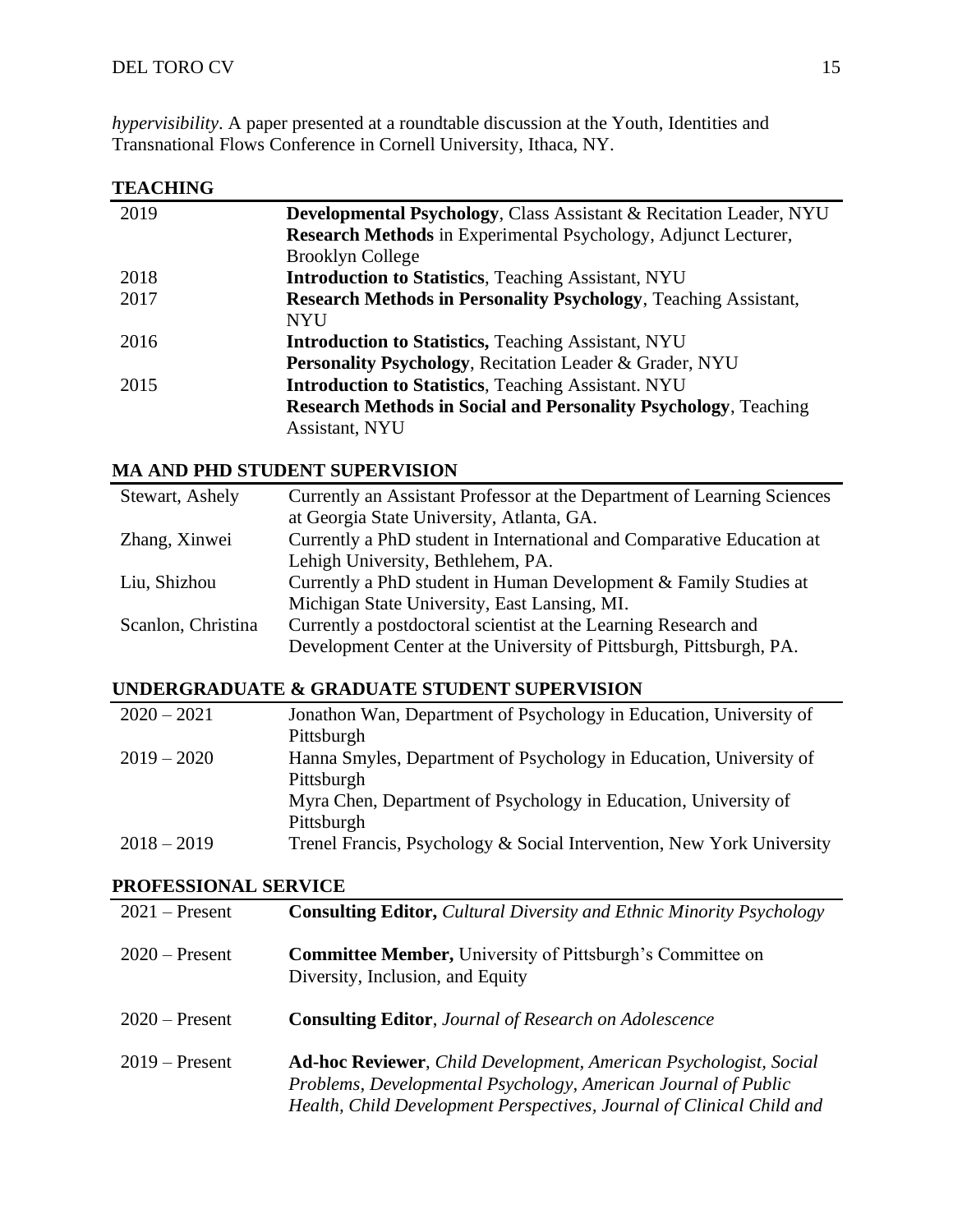*hypervisibility*. A paper presented at a roundtable discussion at the Youth, Identities and Transnational Flows Conference in Cornell University, Ithaca, NY.

## TEACHING

| | |
|---|---|
| 2019 | **Developmental Psychology**, Class Assistant & Recitation Leader, NYU |
| | **Research Methods** in Experimental Psychology, Adjunct Lecturer, Brooklyn College |
| 2018 | **Introduction to Statistics**, Teaching Assistant, NYU |
| 2017 | **Research Methods in Personality Psychology**, Teaching Assistant, NYU |
| 2016 | **Introduction to Statistics,** Teaching Assistant, NYU |
| | **Personality Psychology**, Recitation Leader & Grader, NYU |
| 2015 | **Introduction to Statistics**, Teaching Assistant. NYU |
| | **Research Methods in Social and Personality Psychology**, Teaching Assistant, NYU |

## MA AND PHD STUDENT SUPERVISION

| | |
|---|---|
| Stewart, Ashely | Currently an Assistant Professor at the Department of Learning Sciences at Georgia State University, Atlanta, GA. |
| Zhang, Xinwei | Currently a PhD student in International and Comparative Education at Lehigh University, Bethlehem, PA. |
| Liu, Shizhou | Currently a PhD student in Human Development & Family Studies at Michigan State University, East Lansing, MI. |
| Scanlon, Christina | Currently a postdoctoral scientist at the Learning Research and Development Center at the University of Pittsburgh, Pittsburgh, PA. |

## UNDERGRADUATE & GRADUATE STUDENT SUPERVISION

| | |
|---|---|
| 2020 – 2021 | Jonathon Wan, Department of Psychology in Education, University of Pittsburgh |
| 2019 – 2020 | Hanna Smyles, Department of Psychology in Education, University of Pittsburgh |
| | Myra Chen, Department of Psychology in Education, University of Pittsburgh |
| 2018 – 2019 | Trenel Francis, Psychology & Social Intervention, New York University |

## PROFESSIONAL SERVICE

| | |
|---|---|
| 2021 – Present | **Consulting Editor,** *Cultural Diversity and Ethnic Minority Psychology* |
| 2020 – Present | **Committee Member,** University of Pittsburgh's Committee on Diversity, Inclusion, and Equity |
| 2020 – Present | **Consulting Editor**, *Journal of Research on Adolescence* |
| 2019 – Present | **Ad-hoc Reviewer**, *Child Development, American Psychologist, Social Problems, Developmental Psychology, American Journal of Public Health, Child Development Perspectives, Journal of Clinical Child and* |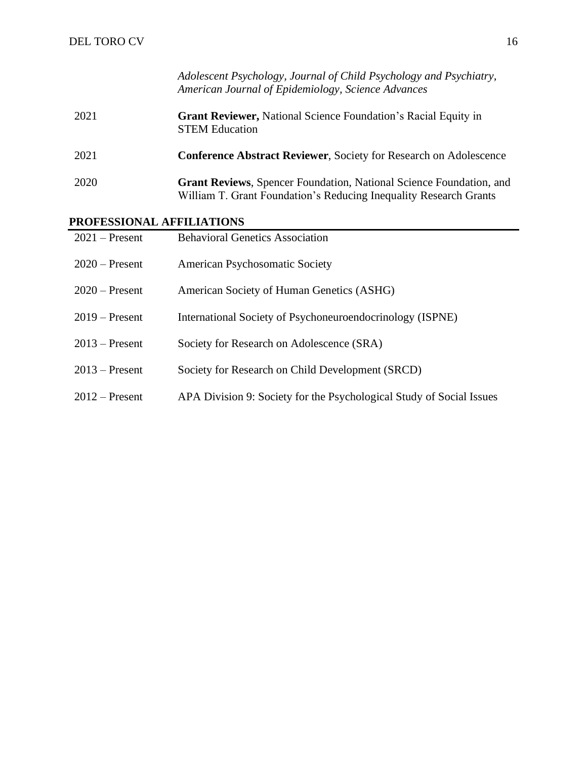| | |
|---|---|
| | *Adolescent Psychology, Journal of Child Psychology and Psychiatry, American Journal of Epidemiology, Science Advances* |
| 2021 | **Grant Reviewer,** National Science Foundation's Racial Equity in STEM Education |
| 2021 | **Conference Abstract Reviewer**, Society for Research on Adolescence |
| 2020 | **Grant Reviews**, Spencer Foundation, National Science Foundation, and William T. Grant Foundation's Reducing Inequality Research Grants |

## PROFESSIONAL AFFILIATIONS

| | |
|---|---|
| 2021 – Present | Behavioral Genetics Association |
| 2020 – Present | American Psychosomatic Society |
| 2020 – Present | American Society of Human Genetics (ASHG) |
| 2019 – Present | International Society of Psychoneuroendocrinology (ISPNE) |
| 2013 – Present | Society for Research on Adolescence (SRA) |
| 2013 – Present | Society for Research on Child Development (SRCD) |
| 2012 – Present | APA Division 9: Society for the Psychological Study of Social Issues |